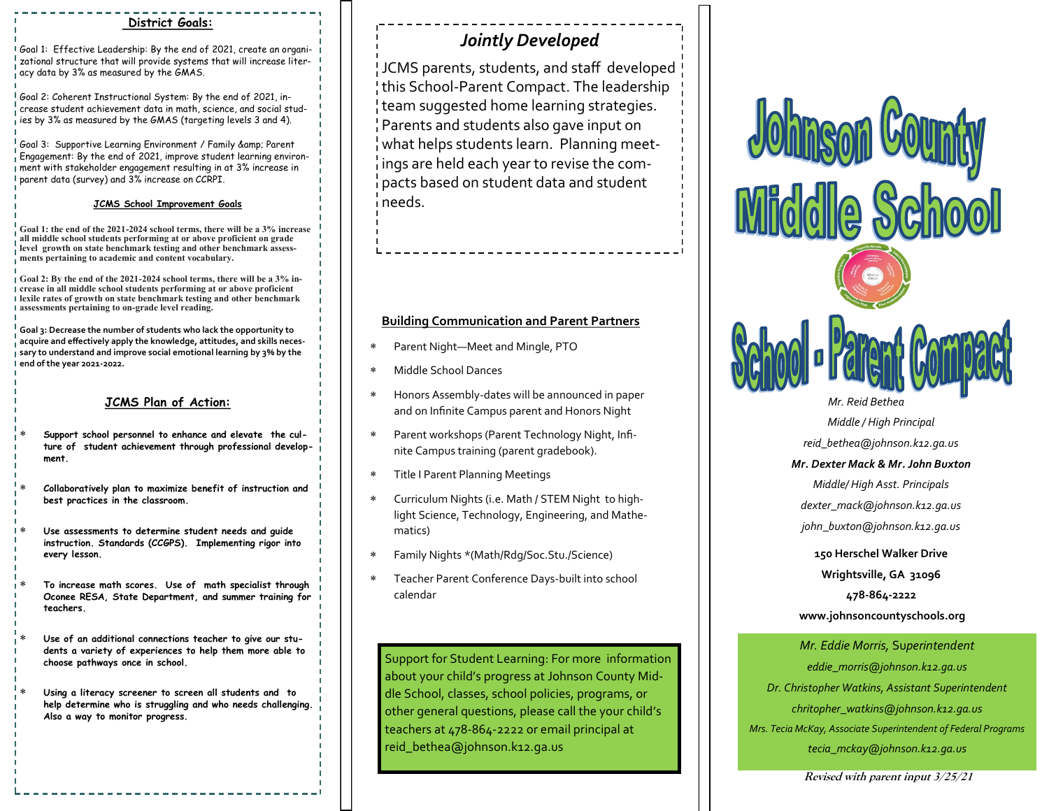## District Goals:

Goal 1: Effective Leadership: By the end of 2021, create an organizational structure that will provide systems that will increase literacy data by 3% as measured by the GMAS.

Goal 2: Coherent Instructional System: By the end of 2021, increase student achievement data in math, science, and social studies by 3% as measured by the GMAS (targeting levels 3 and 4).

Goal 3: Supportive Learning Environment / Family &amp; Parent Engagement: By the end of 2021, improve student learning environment with stakeholder engagement resulting in at 3% increase in parent data (survey) and 3% increase on CCRPI.

### JCMS School Improvement Goals

**Goal 1: the end of the 2021-2024 school terms, there will be a 3% increase all middle school students performing at or above proficient on grade level growth on state benchmark testing and other benchmark assessments pertaining to academic and content vocabulary.**

**Goal 2: By the end of the 2021-2024 school terms, there will be a 3% increase in all middle school students performing at or above proficient lexile rates of growth on state benchmark testing and other benchmark assessments pertaining to on-grade level reading.**

**Goal 3: Decrease the number of students who lack the opportunity to acquire and effectively apply the knowledge, attitudes, and skills necessary to understand and improve social emotional learning by 3% by the end of the year 2021-2022.**

## JCMS Plan of Action:

* **Support school personnel to enhance and elevate the culture of student achievement through professional development.**
* **Collaboratively plan to maximize benefit of instruction and best practices in the classroom.**
* **Use assessments to determine student needs and guide instruction. Standards (CCGPS). Implementing rigor into every lesson.**
* **To increase math scores. Use of math specialist through Oconee RESA, State Department, and summer training for teachers.**
* **Use of an additional connections teacher to give our students a variety of experiences to help them more able to choose pathways once in school.**
* **Using a literacy screener to screen all students and to help determine who is struggling and who needs challenging. Also a way to monitor progress.**

## *Jointly Developed*

JCMS parents, students, and staff developed this School-Parent Compact. The leadership team suggested home learning strategies. Parents and students also gave input on what helps students learn. Planning meetings are held each year to revise the compacts based on student data and student needs.

### Building Communication and Parent Partners

* Parent Night—Meet and Mingle, PTO
* Middle School Dances
* Honors Assembly-dates will be announced in paper and on Infinite Campus parent and Honors Night
* Parent workshops (Parent Technology Night, Infinite Campus training (parent gradebook).
* Title I Parent Planning Meetings
* Curriculum Nights (i.e. Math / STEM Night to highlight Science, Technology, Engineering, and Mathematics)
* Family Nights *(Math/Rdg/Soc.Stu./Science)
* Teacher Parent Conference Days-built into school calendar

Support for Student Learning: For more information about your child's progress at Johnson County Middle School, classes, school policies, programs, or other general questions, please call the your child's teachers at 478-864-2222 or email principal at reid_bethea@johnson.k12.ga.us

# Johnson County Middle School

# School - Parent Compact

*Mr. Reid Bethea*

*Middle / High Principal*

*reid_bethea@johnson.k12.ga.us*

***Mr. Dexter Mack & Mr. John Buxton***

*Middle/ High Asst. Principals*

*dexter_mack@johnson.k12.ga.us*

*john_buxton@johnson.k12.ga.us*

**150 Herschel Walker Drive**

**Wrightsville, GA 31096**

**478-864-2222**

**www.johnsoncountyschools.org**

*Mr. Eddie Morris, Superintendent*

*eddie_morris@johnson.k12.ga.us*

*Dr. Christopher Watkins, Assistant Superintendent*

*chritopher_watkins@johnson.k12.ga.us*

*Mrs. Tecia McKay, Associate Superintendent of Federal Programs*

*tecia_mckay@johnson.k12.ga.us*

**Revised with parent input 3/25/21**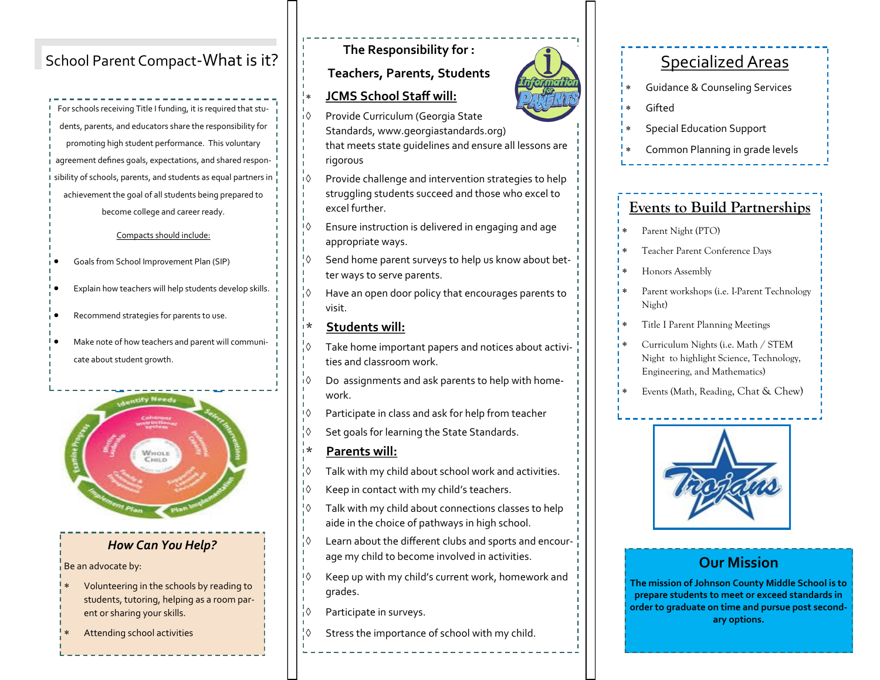## School Parent Compact-What is it?

For schools receiving Title I funding, it is required that students, parents, and educators share the responsibility for promoting high student performance. This voluntary agreement defines goals, expectations, and shared responsibility of schools, parents, and students as equal partners in achievement the goal of all students being prepared to become college and career ready.

Compacts should include:

- Goals from School Improvement Plan (SIP)
- Explain how teachers will help students develop skills.
- Recommend strategies for parents to use.
- Make note of how teachers and parent will communicate about student growth.

### *How Can You Help?*

Be an advocate by:

* Volunteering in the schools by reading to students, tutoring, helping as a room parent or sharing your skills.
* Attending school activities

## The Responsibility for :

## Teachers, Parents, Students

### JCMS School Staff will:

◊ Provide Curriculum (Georgia State Standards, www.georgiastandards.org) that meets state guidelines and ensure all lessons are rigorous

◊ Provide challenge and intervention strategies to help struggling students succeed and those who excel to excel further.

◊ Ensure instruction is delivered in engaging and age appropriate ways.

◊ Send home parent surveys to help us know about better ways to serve parents.

◊ Have an open door policy that encourages parents to visit.

### Students will:

◊ Take home important papers and notices about activities and classroom work.

◊ Do assignments and ask parents to help with homework.

◊ Participate in class and ask for help from teacher

◊ Set goals for learning the State Standards.

### Parents will:

◊ Talk with my child about school work and activities.

◊ Keep in contact with my child's teachers.

◊ Talk with my child about connections classes to help aide in the choice of pathways in high school.

◊ Learn about the different clubs and sports and encourage my child to become involved in activities.

◊ Keep up with my child's current work, homework and grades.

◊ Participate in surveys.

◊ Stress the importance of school with my child.

## Specialized Areas

* Guidance & Counseling Services
* Gifted
* Special Education Support
* Common Planning in grade levels

## Events to Build Partnerships

* Parent Night (PTO)
* Teacher Parent Conference Days
* Honors Assembly
* Parent workshops (i.e. I-Parent Technology Night)
* Title I Parent Planning Meetings
* Curriculum Nights (i.e. Math / STEM Night to highlight Science, Technology, Engineering, and Mathematics)
* Events (Math, Reading, Chat & Chew)

## Our Mission

**The mission of Johnson County Middle School is to prepare students to meet or exceed standards in order to graduate on time and pursue post secondary options.**